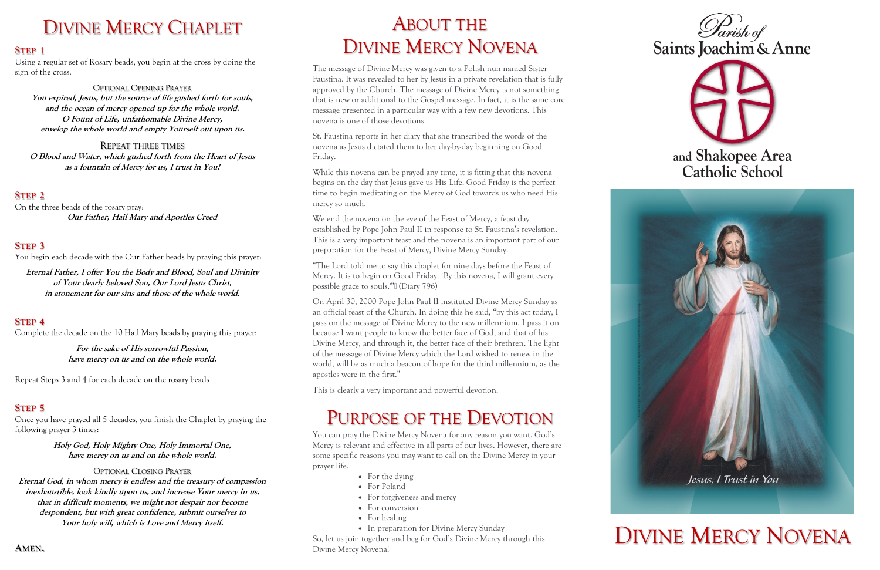# Divine Mercy Chaplet

### Step 1

Using a regular set of Rosary beads, you begin at the cross by doing the sign of the cross.

Optional Opening Prayer

***You expired, Jesus, but the source of life gushed forth for souls, and the ocean of mercy opened up for the whole world. O Fount of Life, unfathomable Divine Mercy, envelop the whole world and empty Yourself out upon us.***

Repeat three times

***O Blood and Water, which gushed forth from the Heart of Jesus as a fountain of Mercy for us, I trust in You!***

### Step 2

On the three beads of the rosary pray:

***Our Father, Hail Mary and Apostles Creed***

### Step 3

You begin each decade with the Our Father beads by praying this prayer:

***Eternal Father, I offer You the Body and Blood, Soul and Divinity of Your dearly beloved Son, Our Lord Jesus Christ, in atonement for our sins and those of the whole world.***

### Step 4

Complete the decade on the 10 Hail Mary beads by praying this prayer:

***For the sake of His sorrowful Passion, have mercy on us and on the whole world.***

Repeat Steps 3 and 4 for each decade on the rosary beads

### Step 5

Once you have prayed all 5 decades, you finish the Chaplet by praying the following prayer 3 times:

***Holy God, Holy Mighty One, Holy Immortal One, have mercy on us and on the whole world.***

Optional Closing Prayer

***Eternal God, in whom mercy is endless and the treasury of compassion inexhaustible, look kindly upon us, and increase Your mercy in us, that in difficult moments, we might not despair nor become despondent, but with great confidence, submit ourselves to Your holy will, which is Love and Mercy itself.***

**Amen.**

# About the Divine Mercy Novena

The message of Divine Mercy was given to a Polish nun named Sister Faustina. It was revealed to her by Jesus in a private revelation that is fully approved by the Church. The message of Divine Mercy is not something that is new or additional to the Gospel message. In fact, it is the same core message presented in a particular way with a few new devotions. This novena is one of those devotions.

St. Faustina reports in her diary that she transcribed the words of the novena as Jesus dictated them to her day-by-day beginning on Good Friday.

While this novena can be prayed any time, it is fitting that this novena begins on the day that Jesus gave us His Life. Good Friday is the perfect time to begin meditating on the Mercy of God towards us who need His mercy so much.

We end the novena on the eve of the Feast of Mercy, a feast day established by Pope John Paul II in response to St. Faustina's revelation. This is a very important feast and the novena is an important part of our preparation for the Feast of Mercy, Divine Mercy Sunday.

"The Lord told me to say this chaplet for nine days before the Feast of Mercy. It is to begin on Good Friday. 'By this novena, I will grant every possible grace to souls.'" (Diary 796)

On April 30, 2000 Pope John Paul II instituted Divine Mercy Sunday as an official feast of the Church. In doing this he said, "by this act today, I pass on the message of Divine Mercy to the new millennium. I pass it on because I want people to know the better face of God, and that of his Divine Mercy, and through it, the better face of their brethren. The light of the message of Divine Mercy which the Lord wished to renew in the world, will be as much a beacon of hope for the third millennium, as the apostles were in the first."

This is clearly a very important and powerful devotion.

# Purpose of the Devotion

You can pray the Divine Mercy Novena for any reason you want. God's Mercy is relevant and effective in all parts of our lives. However, there are some specific reasons you may want to call on the Divine Mercy in your prayer life.

- For the dying
- For Poland
- For forgiveness and mercy
- For conversion
- For healing
- In preparation for Divine Mercy Sunday

So, let us join together and beg for God's Divine Mercy through this Divine Mercy Novena!

Parish of Saints Joachim & Anne and Shakopee Area Catholic School

Jesus, I Trust in You

# Divine Mercy Novena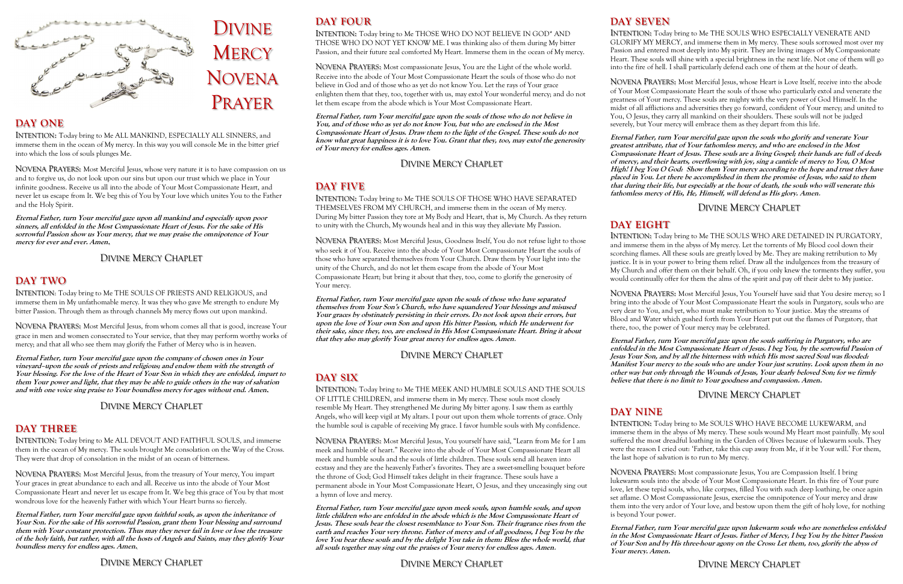# Divine Mercy Novena Prayer

## DAY ONE

**INTENTION:** Today bring to Me ALL MANKIND, ESPECIALLY ALL SINNERS, and immerse them in the ocean of My mercy. In this way you will console Me in the bitter grief into which the loss of souls plunges Me.

**NOVENA PRAYERS:** Most Merciful Jesus, whose very nature it is to have compassion on us and to forgive us, do not look upon our sins but upon our trust which we place in Your infinite goodness. Receive us all into the abode of Your Most Compassionate Heart, and never let us escape from It. We beg this of You by Your love which unites You to the Father and the Holy Spirit.

***Eternal Father, turn Your merciful gaze upon all mankind and especially upon poor sinners, all enfolded in the Most Compassionate Heart of Jesus. For the sake of His sorrowful Passion show us Your mercy, that we may praise the omnipotence of Your mercy for ever and ever. Amen.***

### DIVINE MERCY CHAPLET

## DAY TWO

**INTENTION:** Today bring to Me THE SOULS OF PRIESTS AND RELIGIOUS, and immerse them in My unfathomable mercy. It was they who gave Me strength to endure My bitter Passion. Through them as through channels My mercy flows out upon mankind.

**NOVENA PRAYERS:** Most Merciful Jesus, from whom comes all that is good, increase Your grace in men and women consecrated to Your service, that they may perform worthy works of mercy; and that all who see them may glorify the Father of Mercy who is in heaven.

***Eternal Father, turn Your merciful gaze upon the company of chosen ones in Your vineyard–upon the souls of priests and religious; and endow them with the strength of Your blessing. For the love of the Heart of Your Son in which they are enfolded, impart to them Your power and light, that they may be able to guide others in the way of salvation and with one voice sing praise to Your boundless mercy for ages without end. Amen.***

### DIVINE MERCY CHAPLET

## DAY THREE

**INTENTION:** Today bring to Me ALL DEVOUT AND FAITHFUL SOULS, and immerse them in the ocean of My mercy. The souls brought Me consolation on the Way of the Cross. They were that drop of consolation in the midst of an ocean of bitterness.

**NOVENA PRAYERS:** Most Merciful Jesus, from the treasury of Your mercy, You impart Your graces in great abundance to each and all. Receive us into the abode of Your Most Compassionate Heart and never let us escape from It. We beg this grace of You by that most wondrous love for the heavenly Father with which Your Heart burns so fiercely.

***Eternal Father, turn Your merciful gaze upon faithful souls, as upon the inheritance of Your Son. For the sake of His sorrowful Passion, grant them Your blessing and surround them with Your constant protection. Thus may they never fail in love or lose the treasure of the holy faith, but rather, with all the hosts of Angels and Saints, may they glorify Your boundless mercy for endless ages. Amen.***

### DIVINE MERCY CHAPLET

## DAY FOUR

**INTENTION:** Today bring to Me THOSE WHO DO NOT BELIEVE IN GOD* AND THOSE WHO DO NOT YET KNOW ME. I was thinking also of them during My bitter Passion, and their future zeal comforted My Heart. Immerse them in the ocean of My mercy.

**NOVENA PRAYERS:** Most compassionate Jesus, You are the Light of the whole world. Receive into the abode of Your Most Compassionate Heart the souls of those who do not believe in God and of those who as yet do not know You. Let the rays of Your grace enlighten them that they, too, together with us, may extol Your wonderful mercy; and do not let them escape from the abode which is Your Most Compassionate Heart.

***Eternal Father, turn Your merciful gaze upon the souls of those who do not believe in You, and of those who as yet do not know You, but who are enclosed in the Most Compassionate Heart of Jesus. Draw them to the light of the Gospel. These souls do not know what great happiness it is to love You. Grant that they, too, may extol the generosity of Your mercy for endless ages. Amen.***

### DIVINE MERCY CHAPLET

## DAY FIVE

**INTENTION:** Today bring to Me THE SOULS OF THOSE WHO HAVE SEPARATED THEMSELVES FROM MY CHURCH, and immerse them in the ocean of My mercy. During My bitter Passion they tore at My Body and Heart, that is, My Church. As they return to unity with the Church, My wounds heal and in this way they alleviate My Passion.

**NOVENA PRAYERS:** Most Merciful Jesus, Goodness Itself, You do not refuse light to those who seek it of You. Receive into the abode of Your Most Compassionate Heart the souls of those who have separated themselves from Your Church. Draw them by Your light into the unity of the Church, and do not let them escape from the abode of Your Most Compassionate Heart; but bring it about that they, too, come to glorify the generosity of Your mercy.

***Eternal Father, turn Your merciful gaze upon the souls of those who have separated themselves from Your Son's Church, who have squandered Your blessings and misused Your graces by obstinately persisting in their errors. Do not look upon their errors, but upon the love of Your own Son and upon His bitter Passion, which He underwent for their sake, since they, too, are enclosed in His Most Compassionate Heart. Bring it about that they also may glorify Your great mercy for endless ages. Amen.***

### DIVINE MERCY CHAPLET

## DAY SIX

**INTENTION:** Today bring to Me THE MEEK AND HUMBLE SOULS AND THE SOULS OF LITTLE CHILDREN, and immerse them in My mercy. These souls most closely resemble My Heart. They strengthened Me during My bitter agony. I saw them as earthly Angels, who will keep vigil at My altars. I pour out upon them whole torrents of grace. Only the humble soul is capable of receiving My grace. I favor humble souls with My confidence.

**NOVENA PRAYERS:** Most Merciful Jesus, You yourself have said, "Learn from Me for I am meek and humble of heart." Receive into the abode of Your Most Compassionate Heart all meek and humble souls and the souls of little children. These souls send all heaven into ecstasy and they are the heavenly Father's favorites. They are a sweet-smelling bouquet before the throne of God; God Himself takes delight in their fragrance. These souls have a permanent abode in Your Most Compassionate Heart, O Jesus, and they unceasingly sing out a hymn of love and mercy.

***Eternal Father, turn Your merciful gaze upon meek souls, upon humble souls, and upon little children who are enfolded in the abode which is the Most Compassionate Heart of Jesus. These souls bear the closest resemblance to Your Son. Their fragrance rises from the earth and reaches Your very throne. Father of mercy and of all goodness, I beg You by the love You bear these souls and by the delight You take in them: Bless the whole world, that all souls together may sing out the praises of Your mercy for endless ages. Amen.***

### DIVINE MERCY CHAPLET

## DAY SEVEN

**INTENTION:** Today bring to Me THE SOULS WHO ESPECIALLY VENERATE AND GLORIFY MY MERCY, and immerse them in My mercy. These souls sorrowed most over my Passion and entered most deeply into My spirit. They are living images of My Compassionate Heart. These souls will shine with a special brightness in the next life. Not one of them will go into the fire of hell. I shall particularly defend each one of them at the hour of death.

**NOVENA PRAYERS:** Most Merciful Jesus, whose Heart is Love Itself, receive into the abode of Your Most Compassionate Heart the souls of those who particularly extol and venerate the greatness of Your mercy. These souls are mighty with the very power of God Himself. In the midst of all afflictions and adversities they go forward, confident of Your mercy; and united to You, O Jesus, they carry all mankind on their shoulders. These souls will not be judged severely, but Your mercy will embrace them as they depart from this life.

***Eternal Father, turn Your merciful gaze upon the souls who glorify and venerate Your greatest attribute, that of Your fathomless mercy, and who are enclosed in the Most Compassionate Heart of Jesus. These souls are a living Gospel; their hands are full of deeds of mercy, and their hearts, overflowing with joy, sing a canticle of mercy to You, O Most High! I beg You O God: Show them Your mercy according to the hope and trust they have placed in You. Let there be accomplished in them the promise of Jesus, who said to them that during their life, but especially at the hour of death, the souls who will venerate this fathomless mercy of His, He, Himself, will defend as His glory. Amen.***

### DIVINE MERCY CHAPLET

## DAY EIGHT

**INTENTION:** Today bring to Me THE SOULS WHO ARE DETAINED IN PURGATORY, and immerse them in the abyss of My mercy. Let the torrents of My Blood cool down their scorching flames. All these souls are greatly loved by Me. They are making retribution to My justice. It is in your power to bring them relief. Draw all the indulgences from the treasury of My Church and offer them on their behalf. Oh, if you only knew the torments they suffer, you would continually offer for them the alms of the spirit and pay off their debt to My justice.

**NOVENA PRAYERS:** Most Merciful Jesus, You Yourself have said that You desire mercy; so I bring into the abode of Your Most Compassionate Heart the souls in Purgatory, souls who are very dear to You, and yet, who must make retribution to Your justice. May the streams of Blood and Water which gushed forth from Your Heart put out the flames of Purgatory, that there, too, the power of Your mercy may be celebrated.

***Eternal Father, turn Your merciful gaze upon the souls suffering in Purgatory, who are enfolded in the Most Compassionate Heart of Jesus. I beg You, by the sorrowful Passion of Jesus Your Son, and by all the bitterness with which His most sacred Soul was flooded: Manifest Your mercy to the souls who are under Your just scrutiny. Look upon them in no other way but only through the Wounds of Jesus, Your dearly beloved Son; for we firmly believe that there is no limit to Your goodness and compassion. Amen.***

### DIVINE MERCY CHAPLET

## DAY NINE

**INTENTION:** Today bring to Me SOULS WHO HAVE BECOME LUKEWARM, and immerse them in the abyss of My mercy. These souls wound My Heart most painfully. My soul suffered the most dreadful loathing in the Garden of Olives because of lukewarm souls. They were the reason I cried out: 'Father, take this cup away from Me, if it be Your will.' For them, the last hope of salvation is to run to My mercy.

**NOVENA PRAYERS:** Most compassionate Jesus, You are Compassion Itself. I bring lukewarm souls into the abode of Your Most Compassionate Heart. In this fire of Your pure love, let these tepid souls, who, like corpses, filled You with such deep loathing, be once again set aflame. O Most Compassionate Jesus, exercise the omnipotence of Your mercy and draw them into the very ardor of Your love, and bestow upon them the gift of holy love, for nothing is beyond Your power.

***Eternal Father, turn Your merciful gaze upon lukewarm souls who are nonetheless enfolded in the Most Compassionate Heart of Jesus. Father of Mercy, I beg You by the bitter Passion of Your Son and by His three-hour agony on the Cross: Let them, too, glorify the abyss of Your mercy. Amen.***

### DIVINE MERCY CHAPLET